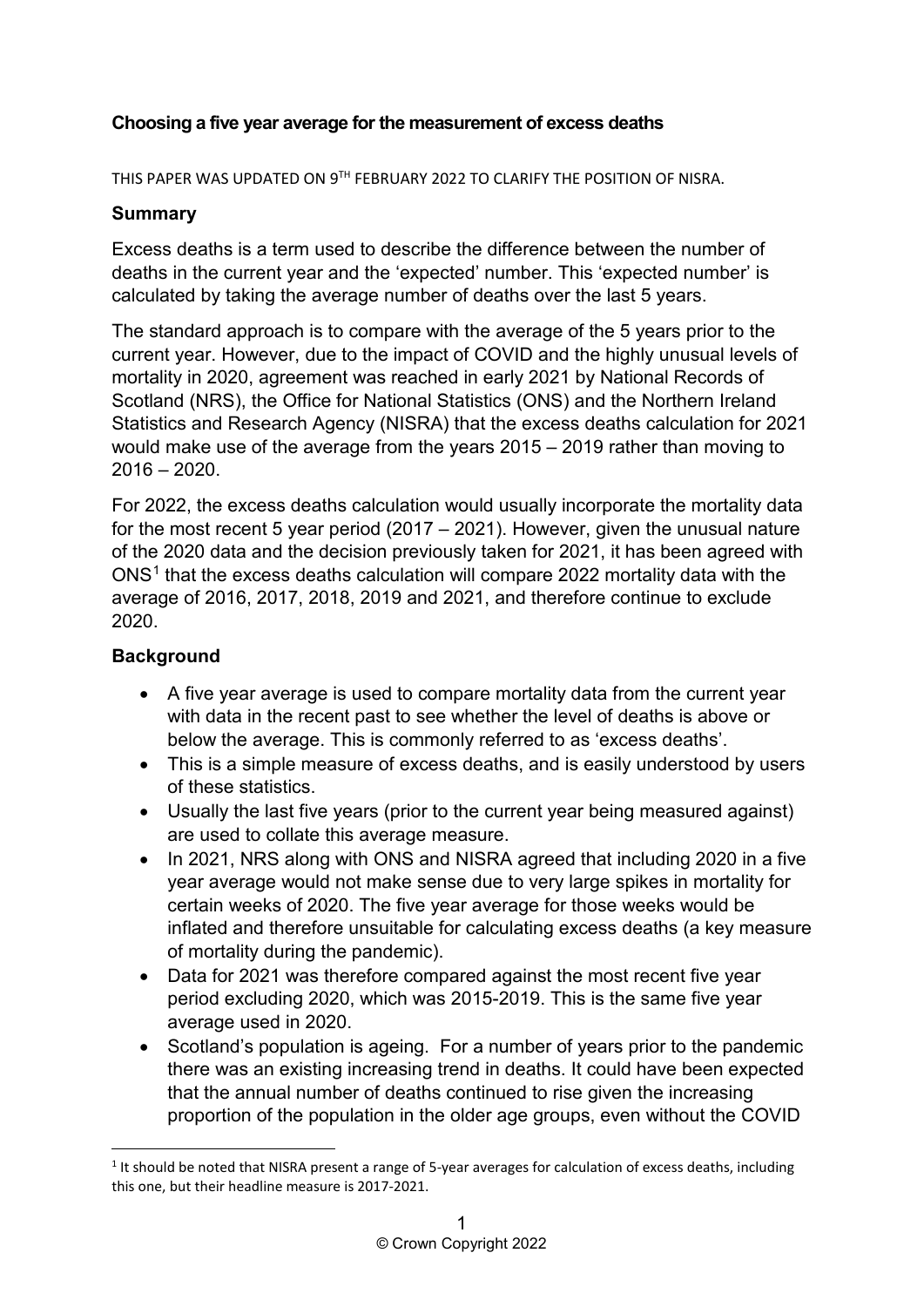**Choosing a five year average for the measurement of excess deaths**

THIS PAPER WAS UPDATED ON 9TH FEBRUARY 2022 TO CLARIFY THE POSITION OF NISRA.

## Summary

Excess deaths is a term used to describe the difference between the number of deaths in the current year and the 'expected' number. This 'expected number' is calculated by taking the average number of deaths over the last 5 years.

The standard approach is to compare with the average of the 5 years prior to the current year. However, due to the impact of COVID and the highly unusual levels of mortality in 2020, agreement was reached in early 2021 by National Records of Scotland (NRS), the Office for National Statistics (ONS) and the Northern Ireland Statistics and Research Agency (NISRA) that the excess deaths calculation for 2021 would make use of the average from the years 2015 – 2019 rather than moving to 2016 – 2020.

For 2022, the excess deaths calculation would usually incorporate the mortality data for the most recent 5 year period (2017 – 2021). However, given the unusual nature of the 2020 data and the decision previously taken for 2021, it has been agreed with ONS[1] that the excess deaths calculation will compare 2022 mortality data with the average of 2016, 2017, 2018, 2019 and 2021, and therefore continue to exclude 2020.

## Background

- A five year average is used to compare mortality data from the current year with data in the recent past to see whether the level of deaths is above or below the average. This is commonly referred to as 'excess deaths'.
- This is a simple measure of excess deaths, and is easily understood by users of these statistics.
- Usually the last five years (prior to the current year being measured against) are used to collate this average measure.
- In 2021, NRS along with ONS and NISRA agreed that including 2020 in a five year average would not make sense due to very large spikes in mortality for certain weeks of 2020. The five year average for those weeks would be inflated and therefore unsuitable for calculating excess deaths (a key measure of mortality during the pandemic).
- Data for 2021 was therefore compared against the most recent five year period excluding 2020, which was 2015-2019. This is the same five year average used in 2020.
- Scotland's population is ageing. For a number of years prior to the pandemic there was an existing increasing trend in deaths. It could have been expected that the annual number of deaths continued to rise given the increasing proportion of the population in the older age groups, even without the COVID

[1] It should be noted that NISRA present a range of 5-year averages for calculation of excess deaths, including this one, but their headline measure is 2017-2021.

© Crown Copyright 2022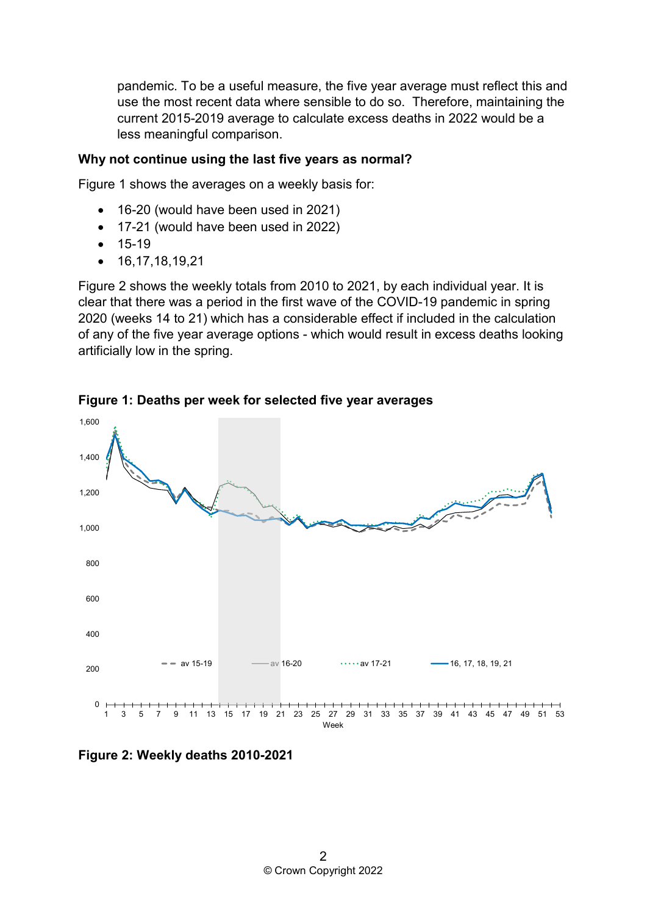pandemic. To be a useful measure, the five year average must reflect this and use the most recent data where sensible to do so. Therefore, maintaining the current 2015-2019 average to calculate excess deaths in 2022 would be a less meaningful comparison.

**Why not continue using the last five years as normal?**

Figure 1 shows the averages on a weekly basis for:

- 16-20 (would have been used in 2021)
- 17-21 (would have been used in 2022)
- 15-19
- 16,17,18,19,21

Figure 2 shows the weekly totals from 2010 to 2021, by each individual year. It is clear that there was a period in the first wave of the COVID-19 pandemic in spring 2020 (weeks 14 to 21) which has a considerable effect if included in the calculation of any of the five year average options - which would result in excess deaths looking artificially low in the spring.

**Figure 1: Deaths per week for selected five year averages**

**Figure 2: Weekly deaths 2010-2021**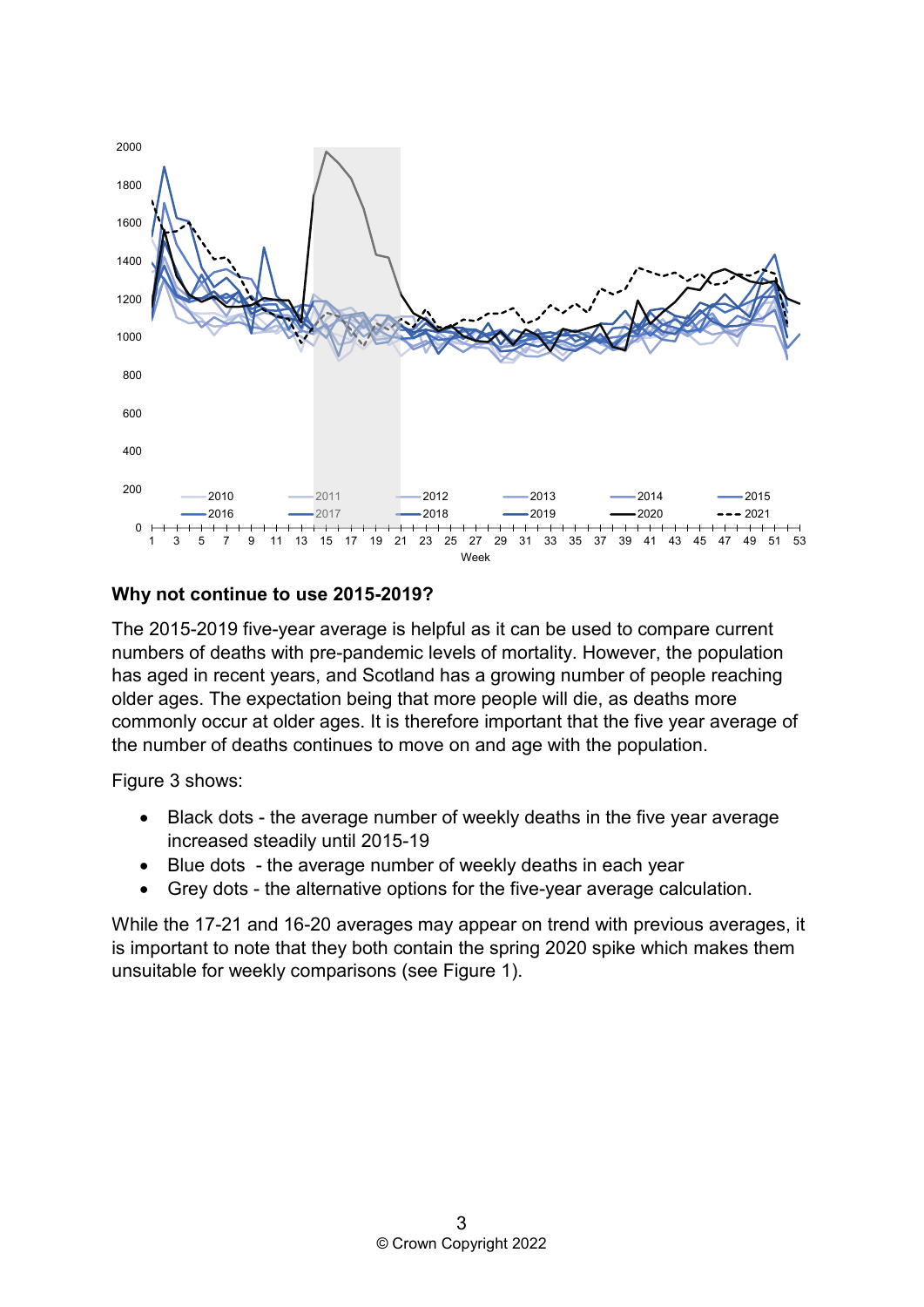## Why not continue to use 2015-2019?

The 2015-2019 five-year average is helpful as it can be used to compare current numbers of deaths with pre-pandemic levels of mortality. However, the population has aged in recent years, and Scotland has a growing number of people reaching older ages. The expectation being that more people will die, as deaths more commonly occur at older ages. It is therefore important that the five year average of the number of deaths continues to move on and age with the population.

Figure 3 shows:

- Black dots - the average number of weekly deaths in the five year average increased steadily until 2015-19
- Blue dots - the average number of weekly deaths in each year
- Grey dots - the alternative options for the five-year average calculation.

While the 17-21 and 16-20 averages may appear on trend with previous averages, it is important to note that they both contain the spring 2020 spike which makes them unsuitable for weekly comparisons (see Figure 1).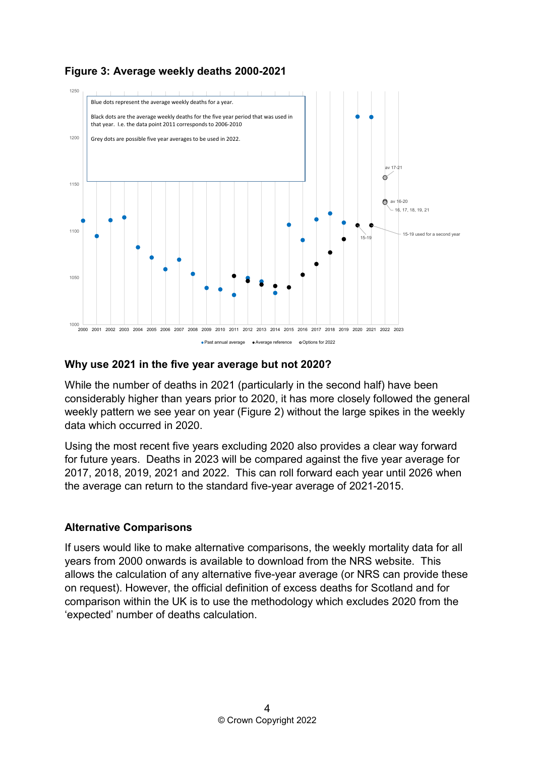**Figure 3: Average weekly deaths 2000-2021**

Blue dots represent the average weekly deaths for a year.

Black dots are the average weekly deaths for the five year period that was used in that year. I.e. the data point 2011 corresponds to 2006-2010

Grey dots are possible five year averages to be used in 2022.

1250
1200
1150
1100
1050
1000

2000 2001 2002 2003 2004 2005 2006 2007 2008 2009 2010 2011 2012 2013 2014 2015 2016 2017 2018 2019 2020 2021 2022 2023

av 17-21
av 16-20
16, 17, 18, 19, 21
15-19
15-19 used for a second year

Past annual average
Average reference
Options for 2022

## Why use 2021 in the five year average but not 2020?

While the number of deaths in 2021 (particularly in the second half) have been considerably higher than years prior to 2020, it has more closely followed the general weekly pattern we see year on year (Figure 2) without the large spikes in the weekly data which occurred in 2020.

Using the most recent five years excluding 2020 also provides a clear way forward for future years. Deaths in 2023 will be compared against the five year average for 2017, 2018, 2019, 2021 and 2022. This can roll forward each year until 2026 when the average can return to the standard five-year average of 2021-2015.

## Alternative Comparisons

If users would like to make alternative comparisons, the weekly mortality data for all years from 2000 onwards is available to download from the NRS website. This allows the calculation of any alternative five-year average (or NRS can provide these on request). However, the official definition of excess deaths for Scotland and for comparison within the UK is to use the methodology which excludes 2020 from the 'expected' number of deaths calculation.

© Crown Copyright 2022